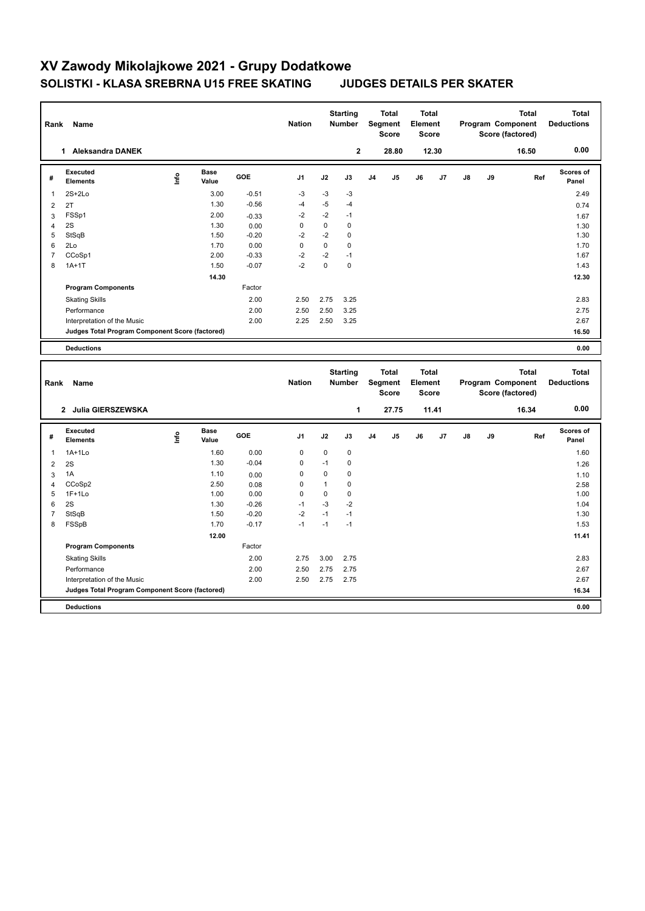# XV Zawody Mikolajkowe 2021 - Grupy Dodatkowe

## SOLISTKI - KLASA SREBRNA U15 FREE SKATING JUDGES DETAILS PER SKATER

| Rank | Name | Nation | Starting Number | Total Segment Score | Total Element Score | Total Program Component Score (factored) | Total Deductions |
|---|---|---|---|---|---|---|---|
| 1 | Aleksandra DANEK | | 2 | 28.80 | 12.30 | 16.50 | 0.00 |

| # | Executed Elements | Info | Base Value | GOE | J1 | J2 | J3 | J4 | J5 | J6 | J7 | J8 | J9 | Ref | Scores of Panel |
|---|---|---|---|---|---|---|---|---|---|---|---|---|---|---|---|
| 1 | 2S+2Lo | | 3.00 | -0.51 | -3 | -3 | -3 | | | | | | | | 2.49 |
| 2 | 2T | | 1.30 | -0.56 | -4 | -5 | -4 | | | | | | | | 0.74 |
| 3 | FSSp1 | | 2.00 | -0.33 | -2 | -2 | -1 | | | | | | | | 1.67 |
| 4 | 2S | | 1.30 | 0.00 | 0 | 0 | 0 | | | | | | | | 1.30 |
| 5 | StSqB | | 1.50 | -0.20 | -2 | -2 | 0 | | | | | | | | 1.30 |
| 6 | 2Lo | | 1.70 | 0.00 | 0 | 0 | 0 | | | | | | | | 1.70 |
| 7 | CCoSp1 | | 2.00 | -0.33 | -2 | -2 | -1 | | | | | | | | 1.67 |
| 8 | 1A+1T | | 1.50 | -0.07 | -2 | 0 | 0 | | | | | | | | 1.43 |
| | | | 14.30 | | | | | | | | | | | | 12.30 |
| | **Program Components** | | | Factor | | | | | | | | | | | |
| | Skating Skills | | | 2.00 | 2.50 | 2.75 | 3.25 | | | | | | | | 2.83 |
| | Performance | | | 2.00 | 2.50 | 2.50 | 3.25 | | | | | | | | 2.75 |
| | Interpretation of the Music | | | 2.00 | 2.25 | 2.50 | 3.25 | | | | | | | | 2.67 |
| | **Judges Total Program Component Score (factored)** | | | | | | | | | | | | | | 16.50 |
| | **Deductions** | | | | | | | | | | | | | | 0.00 |

| Rank | Name | Nation | Starting Number | Total Segment Score | Total Element Score | Total Program Component Score (factored) | Total Deductions |
|---|---|---|---|---|---|---|---|
| 2 | Julia GIERSZEWSKA | | 1 | 27.75 | 11.41 | 16.34 | 0.00 |

| # | Executed Elements | Info | Base Value | GOE | J1 | J2 | J3 | J4 | J5 | J6 | J7 | J8 | J9 | Ref | Scores of Panel |
|---|---|---|---|---|---|---|---|---|---|---|---|---|---|---|---|
| 1 | 1A+1Lo | | 1.60 | 0.00 | 0 | 0 | 0 | | | | | | | | 1.60 |
| 2 | 2S | | 1.30 | -0.04 | 0 | -1 | 0 | | | | | | | | 1.26 |
| 3 | 1A | | 1.10 | 0.00 | 0 | 0 | 0 | | | | | | | | 1.10 |
| 4 | CCoSp2 | | 2.50 | 0.08 | 0 | 1 | 0 | | | | | | | | 2.58 |
| 5 | 1F+1Lo | | 1.00 | 0.00 | 0 | 0 | 0 | | | | | | | | 1.00 |
| 6 | 2S | | 1.30 | -0.26 | -1 | -3 | -2 | | | | | | | | 1.04 |
| 7 | StSqB | | 1.50 | -0.20 | -2 | -1 | -1 | | | | | | | | 1.30 |
| 8 | FSSpB | | 1.70 | -0.17 | -1 | -1 | -1 | | | | | | | | 1.53 |
| | | | 12.00 | | | | | | | | | | | | 11.41 |
| | **Program Components** | | | Factor | | | | | | | | | | | |
| | Skating Skills | | | 2.00 | 2.75 | 3.00 | 2.75 | | | | | | | | 2.83 |
| | Performance | | | 2.00 | 2.50 | 2.75 | 2.75 | | | | | | | | 2.67 |
| | Interpretation of the Music | | | 2.00 | 2.50 | 2.75 | 2.75 | | | | | | | | 2.67 |
| | **Judges Total Program Component Score (factored)** | | | | | | | | | | | | | | 16.34 |
| | **Deductions** | | | | | | | | | | | | | | 0.00 |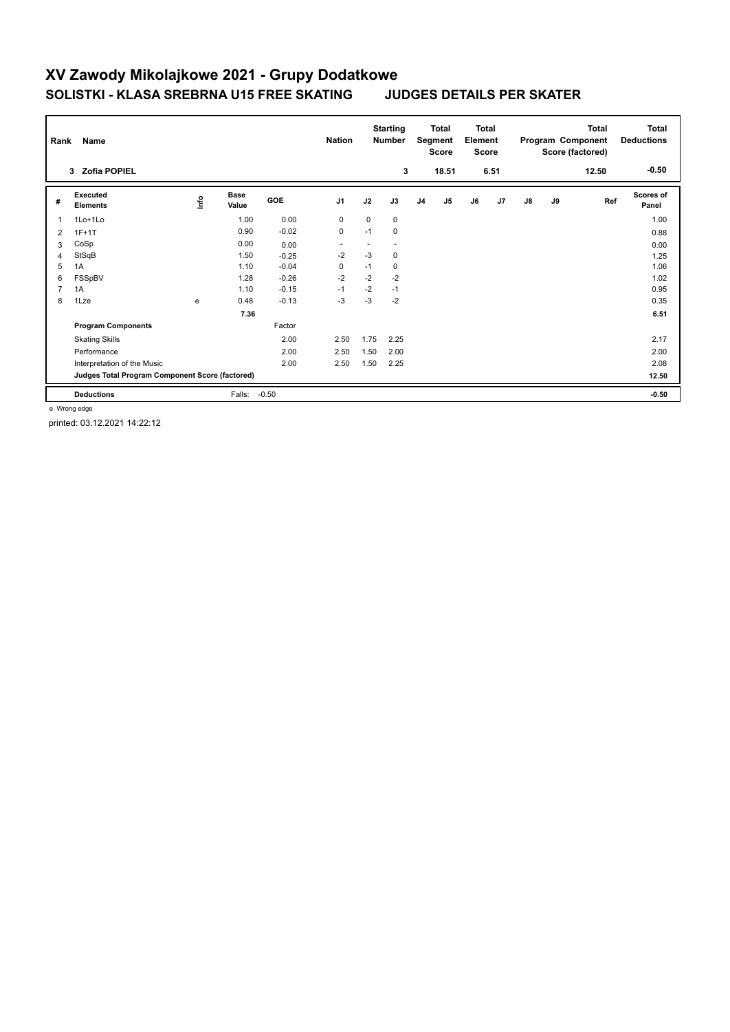# XV Zawody Mikolajkowe 2021 - Grupy Dodatkowe

## SOLISTKI - KLASA SREBRNA U15 FREE SKATING JUDGES DETAILS PER SKATER

| Rank | Name | Nation | Starting Number | Total Segment Score | Total Element Score | Total Program Component Score (factored) | Total Deductions |
|---|---|---|---|---|---|---|---|
| 3 | Zofia POPIEL | | 3 | 18.51 | 6.51 | 12.50 | -0.50 |

| # | Executed Elements | Info | Base Value | GOE | J1 | J2 | J3 | J4 | J5 | J6 | J7 | J8 | J9 | Ref | Scores of Panel |
|---|---|---|---|---|---|---|---|---|---|---|---|---|---|---|---|
| 1 | 1Lo+1Lo | | 1.00 | 0.00 | 0 | 0 | 0 | | | | | | | | 1.00 |
| 2 | 1F+1T | | 0.90 | -0.02 | 0 | -1 | 0 | | | | | | | | 0.88 |
| 3 | CoSp | | 0.00 | 0.00 | - | - | - | | | | | | | | 0.00 |
| 4 | StSqB | | 1.50 | -0.25 | -2 | -3 | 0 | | | | | | | | 1.25 |
| 5 | 1A | | 1.10 | -0.04 | 0 | -1 | 0 | | | | | | | | 1.06 |
| 6 | FSSpBV | | 1.28 | -0.26 | -2 | -2 | -2 | | | | | | | | 1.02 |
| 7 | 1A | | 1.10 | -0.15 | -1 | -2 | -1 | | | | | | | | 0.95 |
| 8 | 1Lze | e | 0.48 | -0.13 | -3 | -3 | -2 | | | | | | | | 0.35 |
| | | | 7.36 | | | | | | | | | | | | 6.51 |
| | **Program Components** | | | Factor | | | | | | | | | | | |
| | Skating Skills | | | 2.00 | 2.50 | 1.75 | 2.25 | | | | | | | | 2.17 |
| | Performance | | | 2.00 | 2.50 | 1.50 | 2.00 | | | | | | | | 2.00 |
| | Interpretation of the Music | | | 2.00 | 2.50 | 1.50 | 2.25 | | | | | | | | 2.08 |
| | **Judges Total Program Component Score (factored)** | | | | | | | | | | | | | | 12.50 |
| | **Deductions** | | Falls: | -0.50 | | | | | | | | | | | -0.50 |

e Wrong edge

printed: 03.12.2021 14:22:12